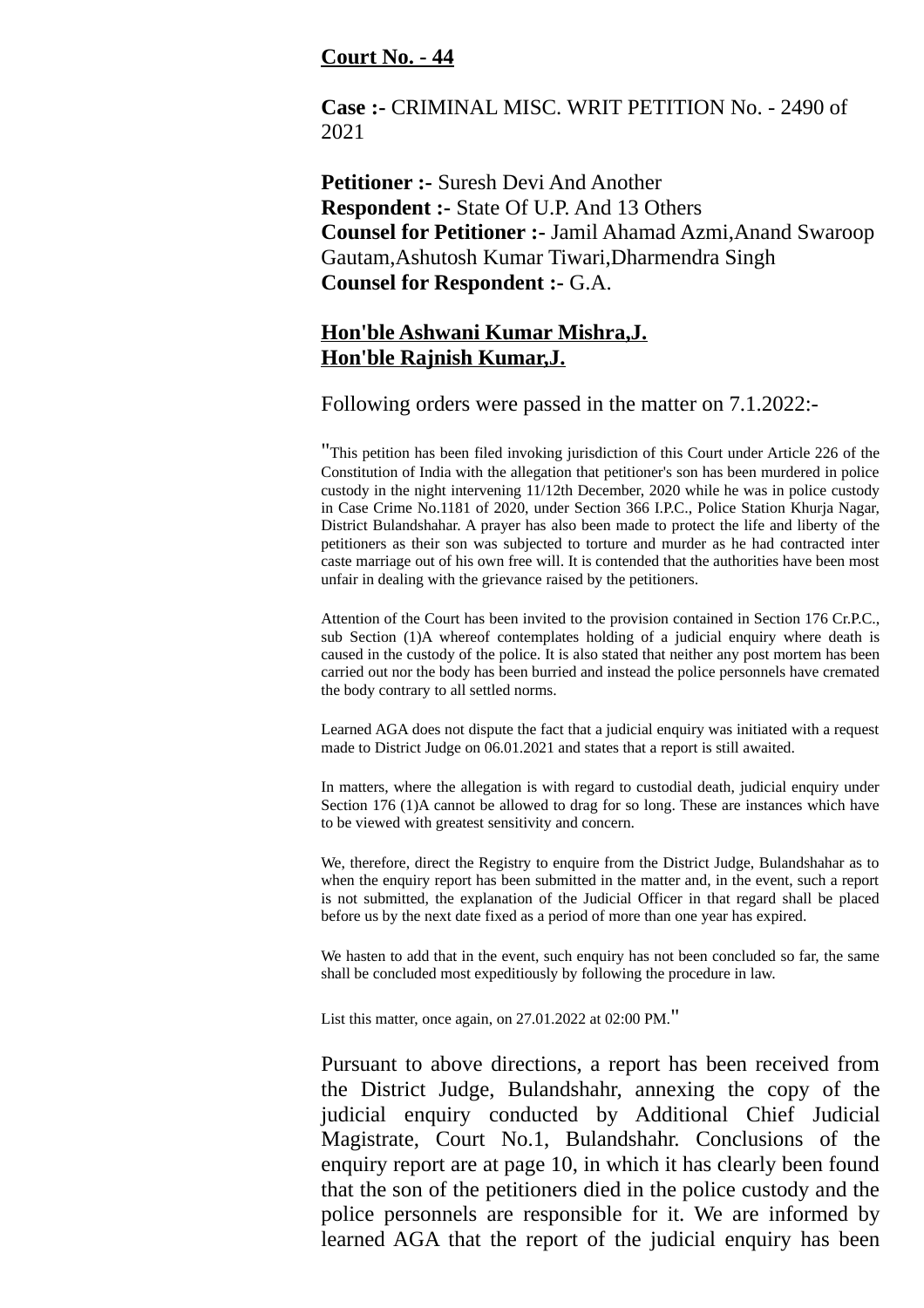**<u>Court No. - 44</u>**

**Case :-** CRIMINAL MISC. WRIT PETITION No. - 2490 of 2021

**Petitioner :-** Suresh Devi And Another
**Respondent :-** State Of U.P. And 13 Others
**Counsel for Petitioner :-** Jamil Ahamad Azmi,Anand Swaroop Gautam,Ashutosh Kumar Tiwari,Dharmendra Singh
**Counsel for Respondent :-** G.A.

**<u>Hon'ble Ashwani Kumar Mishra,J.</u>**
**<u>Hon'ble Rajnish Kumar,J.</u>**

Following orders were passed in the matter on 7.1.2022:-

"This petition has been filed invoking jurisdiction of this Court under Article 226 of the Constitution of India with the allegation that petitioner's son has been murdered in police custody in the night intervening 11/12th December, 2020 while he was in police custody in Case Crime No.1181 of 2020, under Section 366 I.P.C., Police Station Khurja Nagar, District Bulandshahar. A prayer has also been made to protect the life and liberty of the petitioners as their son was subjected to torture and murder as he had contracted inter caste marriage out of his own free will. It is contended that the authorities have been most unfair in dealing with the grievance raised by the petitioners.

Attention of the Court has been invited to the provision contained in Section 176 Cr.P.C., sub Section (1)A whereof contemplates holding of a judicial enquiry where death is caused in the custody of the police. It is also stated that neither any post mortem has been carried out nor the body has been burried and instead the police personnels have cremated the body contrary to all settled norms.

Learned AGA does not dispute the fact that a judicial enquiry was initiated with a request made to District Judge on 06.01.2021 and states that a report is still awaited.

In matters, where the allegation is with regard to custodial death, judicial enquiry under Section 176 (1)A cannot be allowed to drag for so long. These are instances which have to be viewed with greatest sensitivity and concern.

We, therefore, direct the Registry to enquire from the District Judge, Bulandshahar as to when the enquiry report has been submitted in the matter and, in the event, such a report is not submitted, the explanation of the Judicial Officer in that regard shall be placed before us by the next date fixed as a period of more than one year has expired.

We hasten to add that in the event, such enquiry has not been concluded so far, the same shall be concluded most expeditiously by following the procedure in law.

List this matter, once again, on 27.01.2022 at 02:00 PM."

Pursuant to above directions, a report has been received from the District Judge, Bulandshahr, annexing the copy of the judicial enquiry conducted by Additional Chief Judicial Magistrate, Court No.1, Bulandshahr. Conclusions of the enquiry report are at page 10, in which it has clearly been found that the son of the petitioners died in the police custody and the police personnels are responsible for it. We are informed by learned AGA that the report of the judicial enquiry has been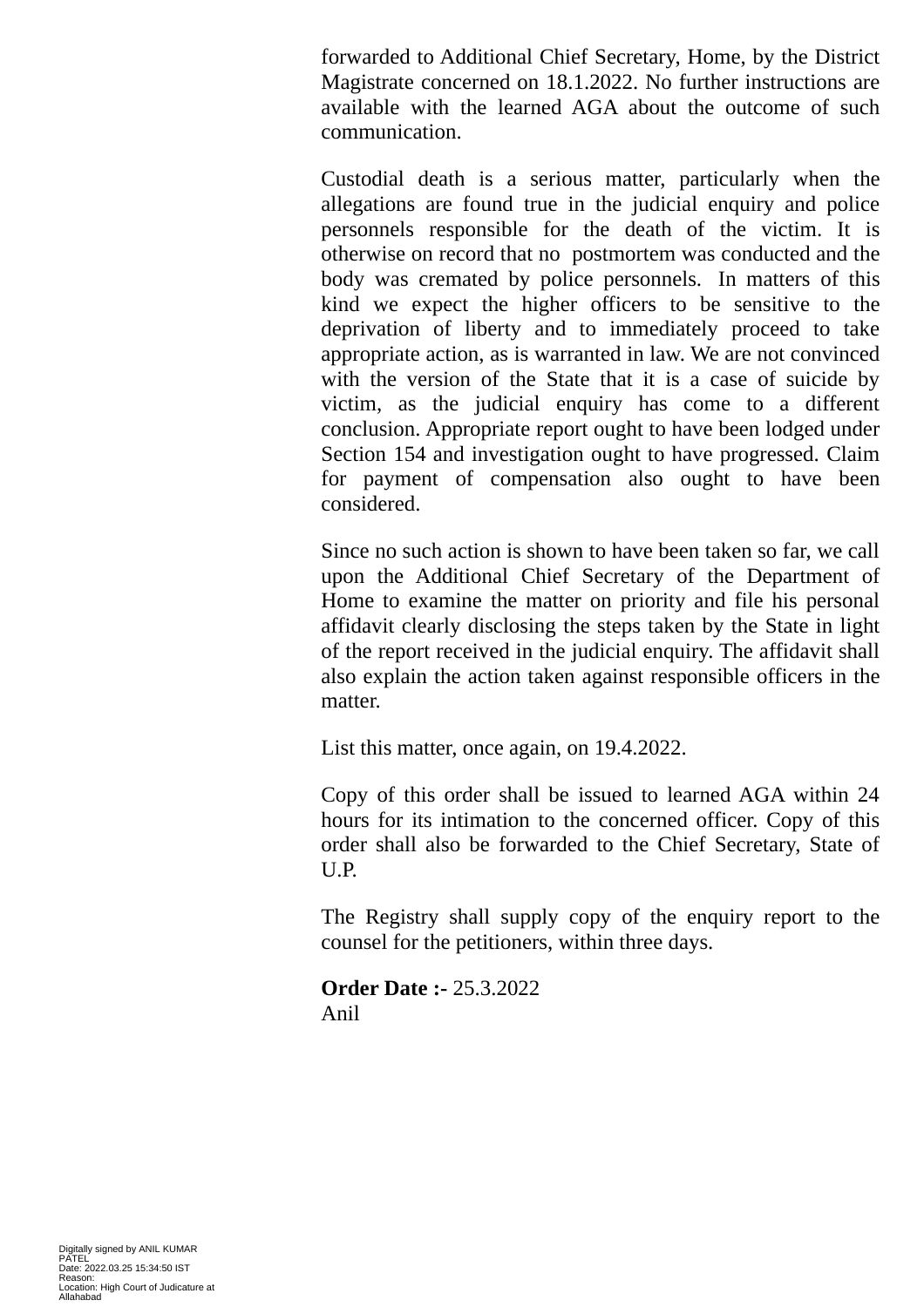forwarded to Additional Chief Secretary, Home, by the District Magistrate concerned on 18.1.2022. No further instructions are available with the learned AGA about the outcome of such communication.

Custodial death is a serious matter, particularly when the allegations are found true in the judicial enquiry and police personnels responsible for the death of the victim. It is otherwise on record that no postmortem was conducted and the body was cremated by police personnels. In matters of this kind we expect the higher officers to be sensitive to the deprivation of liberty and to immediately proceed to take appropriate action, as is warranted in law. We are not convinced with the version of the State that it is a case of suicide by victim, as the judicial enquiry has come to a different conclusion. Appropriate report ought to have been lodged under Section 154 and investigation ought to have progressed. Claim for payment of compensation also ought to have been considered.

Since no such action is shown to have been taken so far, we call upon the Additional Chief Secretary of the Department of Home to examine the matter on priority and file his personal affidavit clearly disclosing the steps taken by the State in light of the report received in the judicial enquiry. The affidavit shall also explain the action taken against responsible officers in the matter.

List this matter, once again, on 19.4.2022.

Copy of this order shall be issued to learned AGA within 24 hours for its intimation to the concerned officer. Copy of this order shall also be forwarded to the Chief Secretary, State of U.P.

The Registry shall supply copy of the enquiry report to the counsel for the petitioners, within three days.

**Order Date :-** 25.3.2022
Anil

Digitally signed by ANIL KUMAR PATEL
Date: 2022.03.25 15:34:50 IST
Reason:
Location: High Court of Judicature at Allahabad